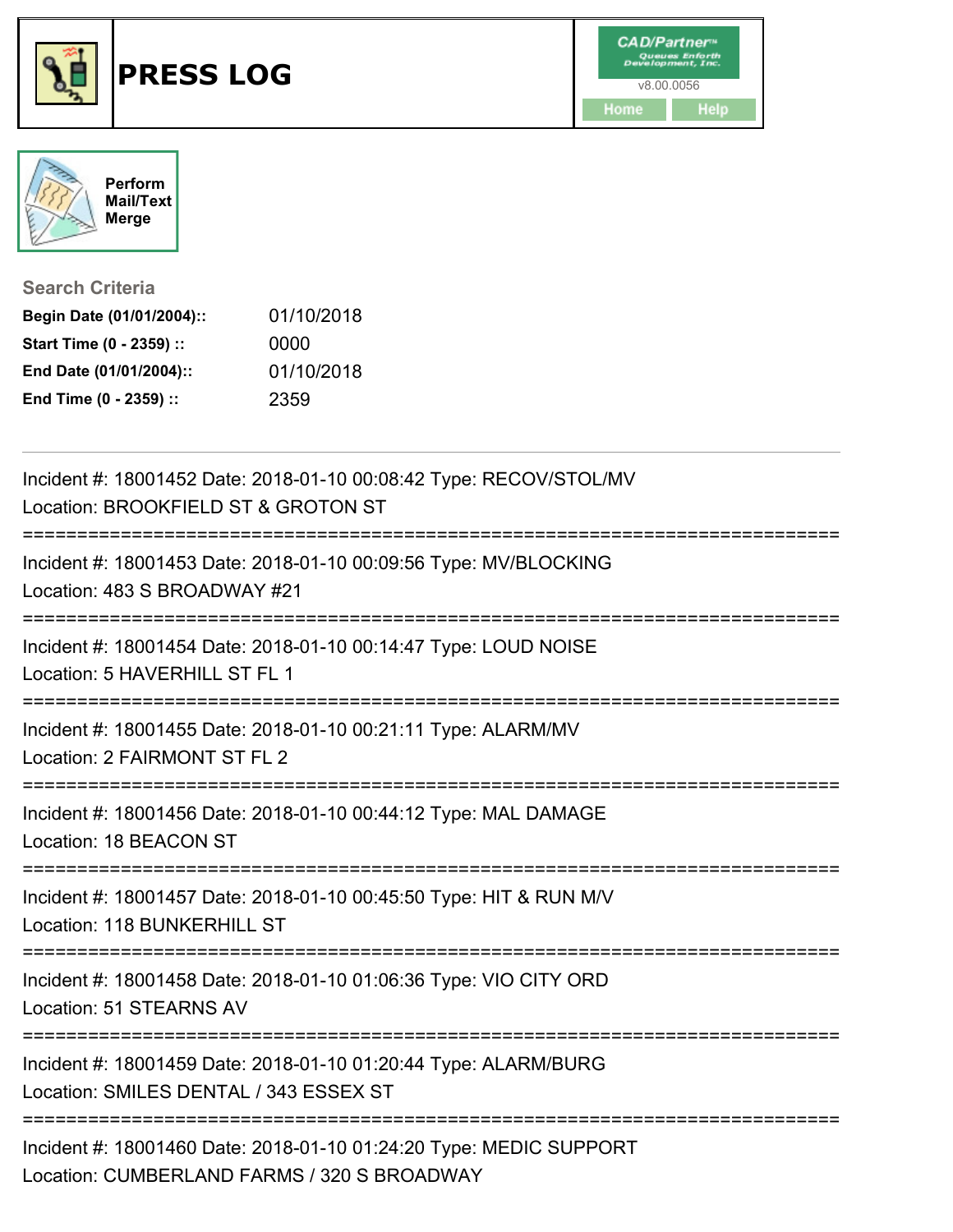# PRESS LOG

CAD/Partner
v8.00.0056
Home Help

Perform Mail/Text Merge

**Search Criteria**

| | |
|---|---|
| **Begin Date (01/01/2004)::** | 01/10/2018 |
| **Start Time (0 - 2359) ::** | 0000 |
| **End Date (01/01/2004)::** | 01/10/2018 |
| **End Time (0 - 2359) ::** | 2359 |

---

Incident #: 18001452 Date: 2018-01-10 00:08:42 Type: RECOV/STOL/MV
Location: BROOKFIELD ST & GROTON ST

===========================================================================

Incident #: 18001453 Date: 2018-01-10 00:09:56 Type: MV/BLOCKING
Location: 483 S BROADWAY #21

===========================================================================

Incident #: 18001454 Date: 2018-01-10 00:14:47 Type: LOUD NOISE
Location: 5 HAVERHILL ST FL 1

===========================================================================

Incident #: 18001455 Date: 2018-01-10 00:21:11 Type: ALARM/MV
Location: 2 FAIRMONT ST FL 2

===========================================================================

Incident #: 18001456 Date: 2018-01-10 00:44:12 Type: MAL DAMAGE
Location: 18 BEACON ST

===========================================================================

Incident #: 18001457 Date: 2018-01-10 00:45:50 Type: HIT & RUN M/V
Location: 118 BUNKERHILL ST

===========================================================================

Incident #: 18001458 Date: 2018-01-10 01:06:36 Type: VIO CITY ORD
Location: 51 STEARNS AV

===========================================================================

Incident #: 18001459 Date: 2018-01-10 01:20:44 Type: ALARM/BURG
Location: SMILES DENTAL / 343 ESSEX ST

===========================================================================

Incident #: 18001460 Date: 2018-01-10 01:24:20 Type: MEDIC SUPPORT
Location: CUMBERLAND FARMS / 320 S BROADWAY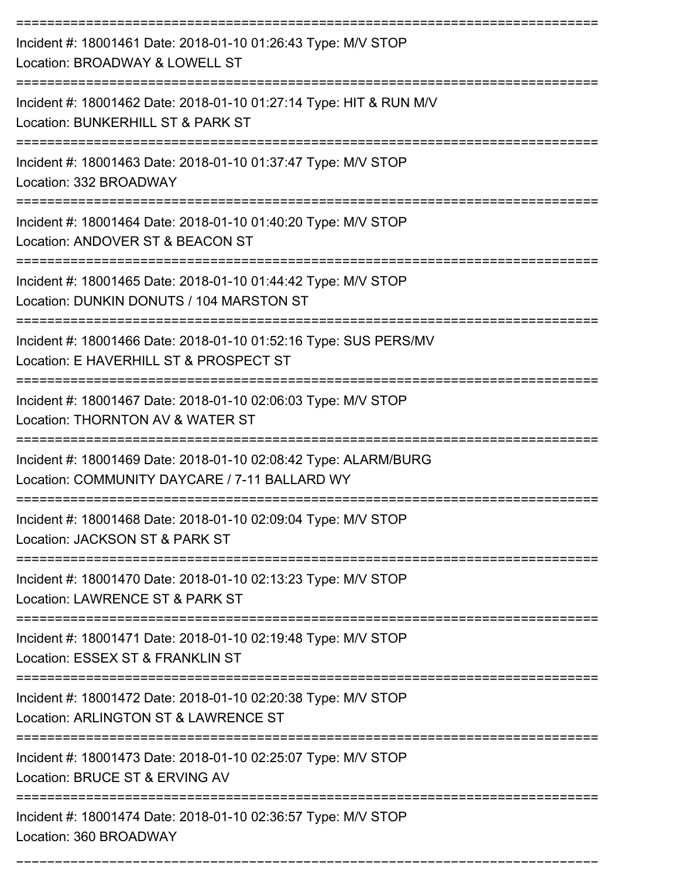===========================================================================

Incident #: 18001461 Date: 2018-01-10 01:26:43 Type: M/V STOP

Location: BROADWAY & LOWELL ST

===========================================================================

Incident #: 18001462 Date: 2018-01-10 01:27:14 Type: HIT & RUN M/V

Location: BUNKERHILL ST & PARK ST

===========================================================================

Incident #: 18001463 Date: 2018-01-10 01:37:47 Type: M/V STOP

Location: 332 BROADWAY

===========================================================================

Incident #: 18001464 Date: 2018-01-10 01:40:20 Type: M/V STOP

Location: ANDOVER ST & BEACON ST

===========================================================================

Incident #: 18001465 Date: 2018-01-10 01:44:42 Type: M/V STOP

Location: DUNKIN DONUTS / 104 MARSTON ST

===========================================================================

Incident #: 18001466 Date: 2018-01-10 01:52:16 Type: SUS PERS/MV

Location: E HAVERHILL ST & PROSPECT ST

===========================================================================

Incident #: 18001467 Date: 2018-01-10 02:06:03 Type: M/V STOP

Location: THORNTON AV & WATER ST

===========================================================================

Incident #: 18001469 Date: 2018-01-10 02:08:42 Type: ALARM/BURG

Location: COMMUNITY DAYCARE / 7-11 BALLARD WY

===========================================================================

Incident #: 18001468 Date: 2018-01-10 02:09:04 Type: M/V STOP

Location: JACKSON ST & PARK ST

===========================================================================

Incident #: 18001470 Date: 2018-01-10 02:13:23 Type: M/V STOP

Location: LAWRENCE ST & PARK ST

===========================================================================

Incident #: 18001471 Date: 2018-01-10 02:19:48 Type: M/V STOP

Location: ESSEX ST & FRANKLIN ST

===========================================================================

Incident #: 18001472 Date: 2018-01-10 02:20:38 Type: M/V STOP

Location: ARLINGTON ST & LAWRENCE ST

===========================================================================

Incident #: 18001473 Date: 2018-01-10 02:25:07 Type: M/V STOP

Location: BRUCE ST & ERVING AV

===========================================================================

Incident #: 18001474 Date: 2018-01-10 02:36:57 Type: M/V STOP

Location: 360 BROADWAY

===========================================================================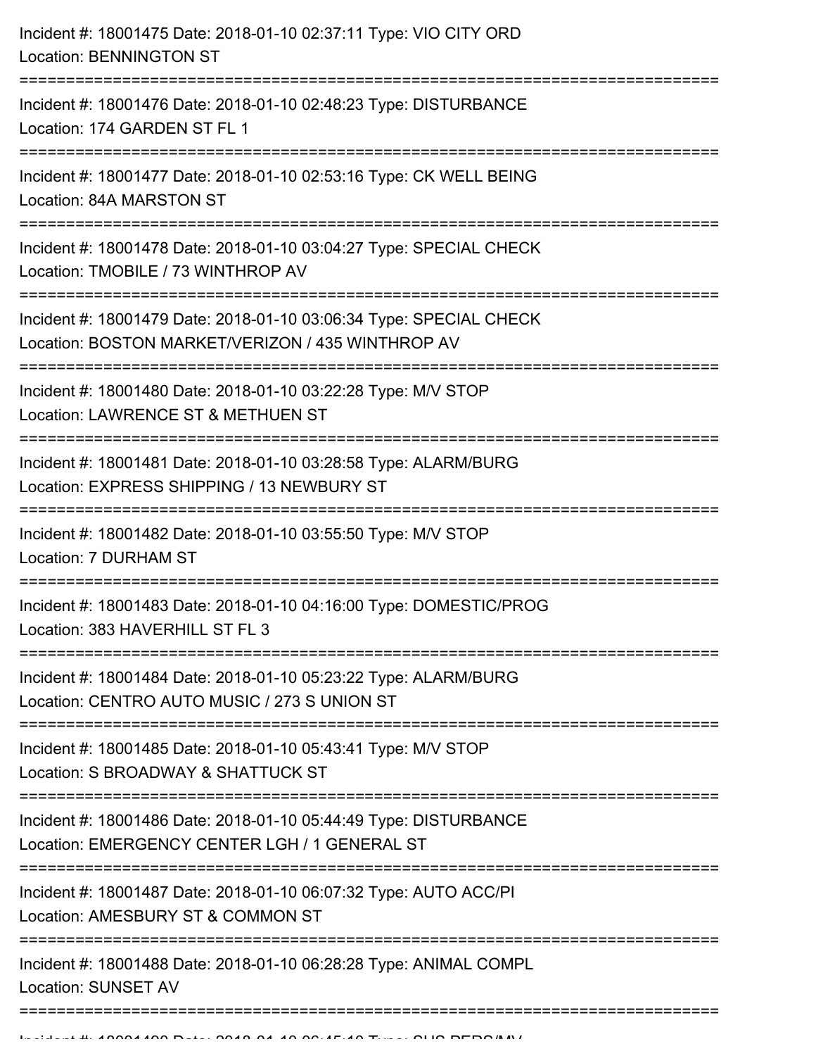Incident #: 18001475 Date: 2018-01-10 02:37:11 Type: VIO CITY ORD
Location: BENNINGTON ST

===========================================================================

Incident #: 18001476 Date: 2018-01-10 02:48:23 Type: DISTURBANCE
Location: 174 GARDEN ST FL 1

===========================================================================

Incident #: 18001477 Date: 2018-01-10 02:53:16 Type: CK WELL BEING
Location: 84A MARSTON ST

===========================================================================

Incident #: 18001478 Date: 2018-01-10 03:04:27 Type: SPECIAL CHECK
Location: TMOBILE / 73 WINTHROP AV

===========================================================================

Incident #: 18001479 Date: 2018-01-10 03:06:34 Type: SPECIAL CHECK
Location: BOSTON MARKET/VERIZON / 435 WINTHROP AV

===========================================================================

Incident #: 18001480 Date: 2018-01-10 03:22:28 Type: M/V STOP
Location: LAWRENCE ST & METHUEN ST

===========================================================================

Incident #: 18001481 Date: 2018-01-10 03:28:58 Type: ALARM/BURG
Location: EXPRESS SHIPPING / 13 NEWBURY ST

===========================================================================

Incident #: 18001482 Date: 2018-01-10 03:55:50 Type: M/V STOP
Location: 7 DURHAM ST

===========================================================================

Incident #: 18001483 Date: 2018-01-10 04:16:00 Type: DOMESTIC/PROG
Location: 383 HAVERHILL ST FL 3

===========================================================================

Incident #: 18001484 Date: 2018-01-10 05:23:22 Type: ALARM/BURG
Location: CENTRO AUTO MUSIC / 273 S UNION ST

===========================================================================

Incident #: 18001485 Date: 2018-01-10 05:43:41 Type: M/V STOP
Location: S BROADWAY & SHATTUCK ST

===========================================================================

Incident #: 18001486 Date: 2018-01-10 05:44:49 Type: DISTURBANCE
Location: EMERGENCY CENTER LGH / 1 GENERAL ST

===========================================================================

Incident #: 18001487 Date: 2018-01-10 06:07:32 Type: AUTO ACC/PI
Location: AMESBURY ST & COMMON ST

===========================================================================

Incident #: 18001488 Date: 2018-01-10 06:28:28 Type: ANIMAL COMPL
Location: SUNSET AV

===========================================================================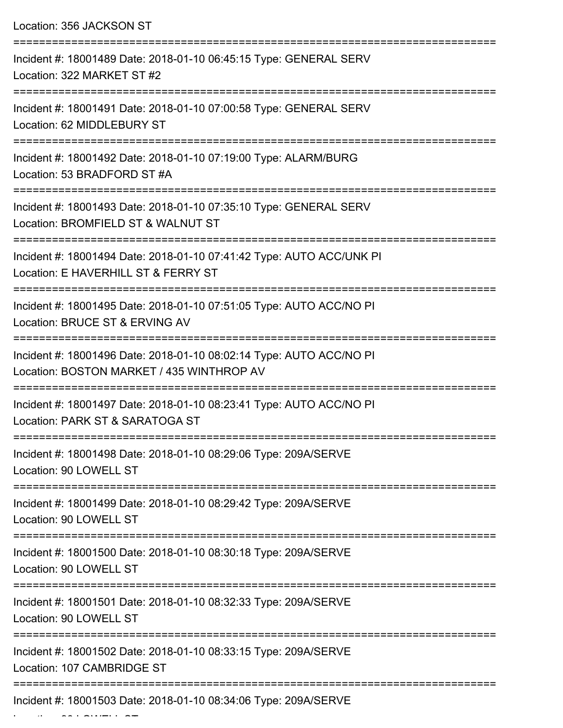Location: 356 JACKSON ST

===========================================================================

Incident #: 18001489 Date: 2018-01-10 06:45:15 Type: GENERAL SERV
Location: 322 MARKET ST #2

===========================================================================

Incident #: 18001491 Date: 2018-01-10 07:00:58 Type: GENERAL SERV
Location: 62 MIDDLEBURY ST

===========================================================================

Incident #: 18001492 Date: 2018-01-10 07:19:00 Type: ALARM/BURG
Location: 53 BRADFORD ST #A

===========================================================================

Incident #: 18001493 Date: 2018-01-10 07:35:10 Type: GENERAL SERV
Location: BROMFIELD ST & WALNUT ST

===========================================================================

Incident #: 18001494 Date: 2018-01-10 07:41:42 Type: AUTO ACC/UNK PI
Location: E HAVERHILL ST & FERRY ST

===========================================================================

Incident #: 18001495 Date: 2018-01-10 07:51:05 Type: AUTO ACC/NO PI
Location: BRUCE ST & ERVING AV

===========================================================================

Incident #: 18001496 Date: 2018-01-10 08:02:14 Type: AUTO ACC/NO PI
Location: BOSTON MARKET / 435 WINTHROP AV

===========================================================================

Incident #: 18001497 Date: 2018-01-10 08:23:41 Type: AUTO ACC/NO PI
Location: PARK ST & SARATOGA ST

===========================================================================

Incident #: 18001498 Date: 2018-01-10 08:29:06 Type: 209A/SERVE
Location: 90 LOWELL ST

===========================================================================

Incident #: 18001499 Date: 2018-01-10 08:29:42 Type: 209A/SERVE
Location: 90 LOWELL ST

===========================================================================

Incident #: 18001500 Date: 2018-01-10 08:30:18 Type: 209A/SERVE
Location: 90 LOWELL ST

===========================================================================

Incident #: 18001501 Date: 2018-01-10 08:32:33 Type: 209A/SERVE
Location: 90 LOWELL ST

===========================================================================

Incident #: 18001502 Date: 2018-01-10 08:33:15 Type: 209A/SERVE
Location: 107 CAMBRIDGE ST

===========================================================================

Incident #: 18001503 Date: 2018-01-10 08:34:06 Type: 209A/SERVE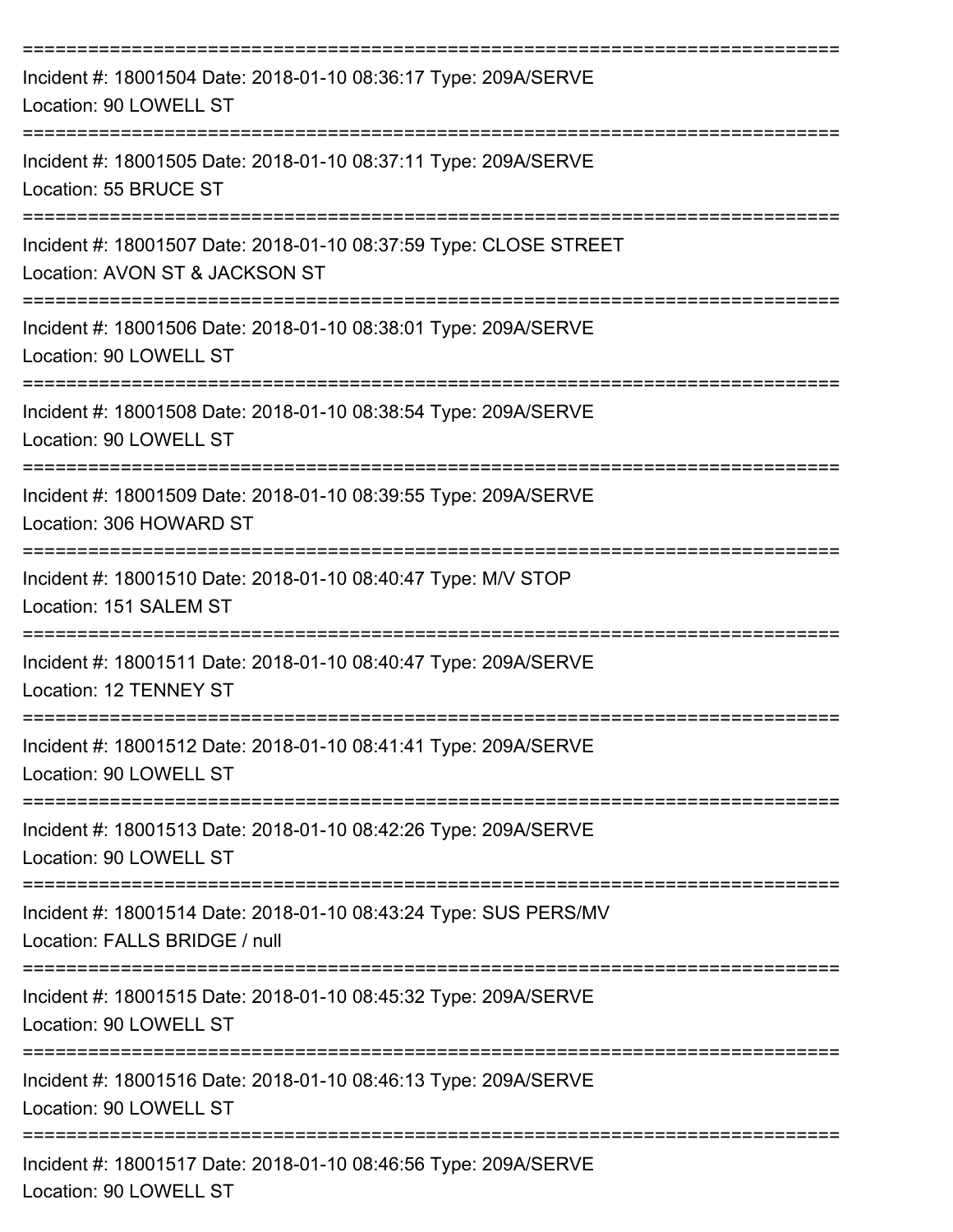==============================================================================
Incident #: 18001504 Date: 2018-01-10 08:36:17 Type: 209A/SERVE
Location: 90 LOWELL ST
==============================================================================
Incident #: 18001505 Date: 2018-01-10 08:37:11 Type: 209A/SERVE
Location: 55 BRUCE ST
==============================================================================
Incident #: 18001507 Date: 2018-01-10 08:37:59 Type: CLOSE STREET
Location: AVON ST & JACKSON ST
==============================================================================
Incident #: 18001506 Date: 2018-01-10 08:38:01 Type: 209A/SERVE
Location: 90 LOWELL ST
==============================================================================
Incident #: 18001508 Date: 2018-01-10 08:38:54 Type: 209A/SERVE
Location: 90 LOWELL ST
==============================================================================
Incident #: 18001509 Date: 2018-01-10 08:39:55 Type: 209A/SERVE
Location: 306 HOWARD ST
==============================================================================
Incident #: 18001510 Date: 2018-01-10 08:40:47 Type: M/V STOP
Location: 151 SALEM ST
==============================================================================
Incident #: 18001511 Date: 2018-01-10 08:40:47 Type: 209A/SERVE
Location: 12 TENNEY ST
==============================================================================
Incident #: 18001512 Date: 2018-01-10 08:41:41 Type: 209A/SERVE
Location: 90 LOWELL ST
==============================================================================
Incident #: 18001513 Date: 2018-01-10 08:42:26 Type: 209A/SERVE
Location: 90 LOWELL ST
==============================================================================
Incident #: 18001514 Date: 2018-01-10 08:43:24 Type: SUS PERS/MV
Location: FALLS BRIDGE / null
==============================================================================
Incident #: 18001515 Date: 2018-01-10 08:45:32 Type: 209A/SERVE
Location: 90 LOWELL ST
==============================================================================
Incident #: 18001516 Date: 2018-01-10 08:46:13 Type: 209A/SERVE
Location: 90 LOWELL ST
==============================================================================
Incident #: 18001517 Date: 2018-01-10 08:46:56 Type: 209A/SERVE
Location: 90 LOWELL ST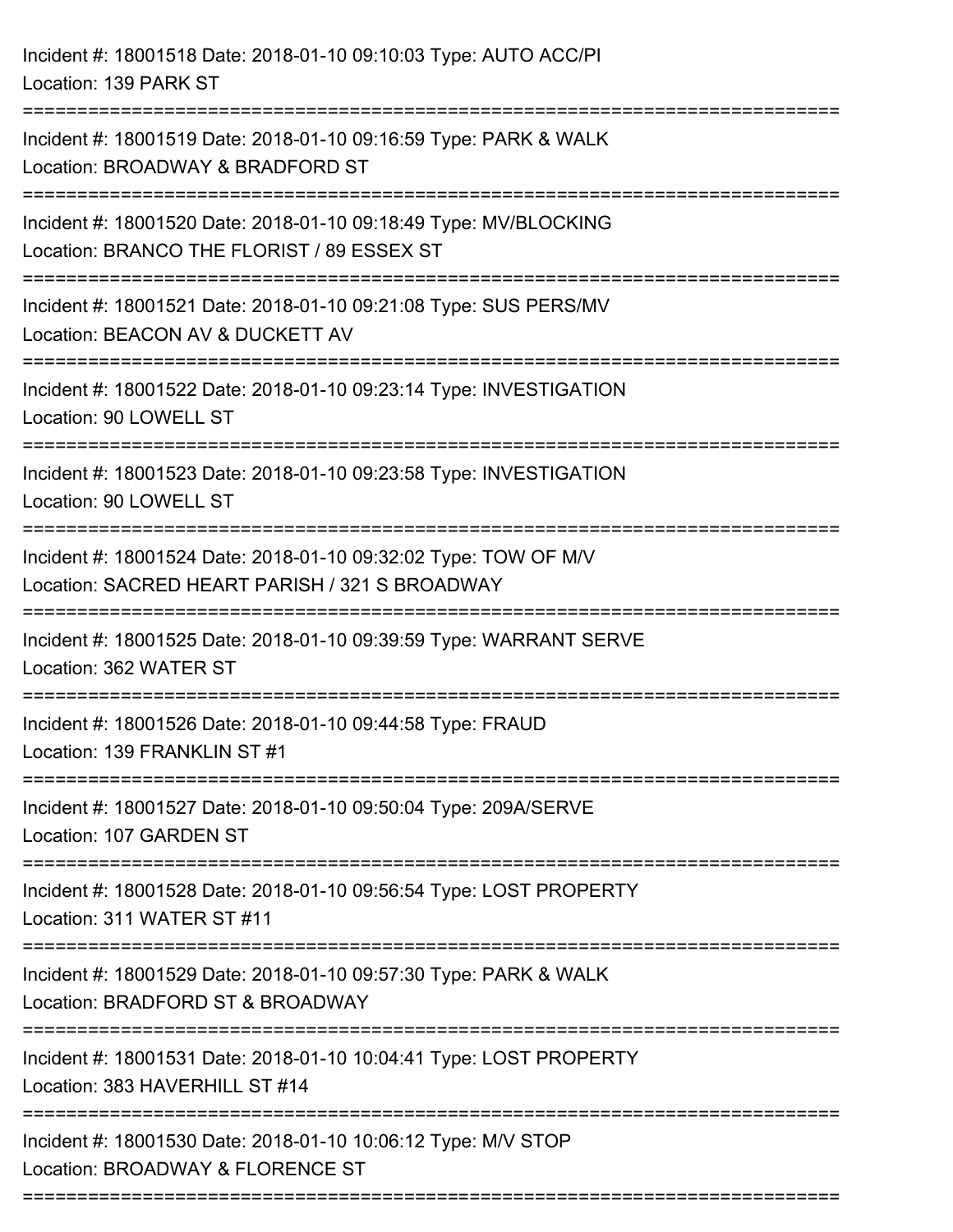Incident #: 18001518 Date: 2018-01-10 09:10:03 Type: AUTO ACC/PI
Location: 139 PARK ST

===========================================================================

Incident #: 18001519 Date: 2018-01-10 09:16:59 Type: PARK & WALK
Location: BROADWAY & BRADFORD ST

===========================================================================

Incident #: 18001520 Date: 2018-01-10 09:18:49 Type: MV/BLOCKING
Location: BRANCO THE FLORIST / 89 ESSEX ST

===========================================================================

Incident #: 18001521 Date: 2018-01-10 09:21:08 Type: SUS PERS/MV
Location: BEACON AV & DUCKETT AV

===========================================================================

Incident #: 18001522 Date: 2018-01-10 09:23:14 Type: INVESTIGATION
Location: 90 LOWELL ST

===========================================================================

Incident #: 18001523 Date: 2018-01-10 09:23:58 Type: INVESTIGATION
Location: 90 LOWELL ST

===========================================================================

Incident #: 18001524 Date: 2018-01-10 09:32:02 Type: TOW OF M/V
Location: SACRED HEART PARISH / 321 S BROADWAY

===========================================================================

Incident #: 18001525 Date: 2018-01-10 09:39:59 Type: WARRANT SERVE
Location: 362 WATER ST

===========================================================================

Incident #: 18001526 Date: 2018-01-10 09:44:58 Type: FRAUD
Location: 139 FRANKLIN ST #1

===========================================================================

Incident #: 18001527 Date: 2018-01-10 09:50:04 Type: 209A/SERVE
Location: 107 GARDEN ST

===========================================================================

Incident #: 18001528 Date: 2018-01-10 09:56:54 Type: LOST PROPERTY
Location: 311 WATER ST #11

===========================================================================

Incident #: 18001529 Date: 2018-01-10 09:57:30 Type: PARK & WALK
Location: BRADFORD ST & BROADWAY

===========================================================================

Incident #: 18001531 Date: 2018-01-10 10:04:41 Type: LOST PROPERTY
Location: 383 HAVERHILL ST #14

===========================================================================

Incident #: 18001530 Date: 2018-01-10 10:06:12 Type: M/V STOP
Location: BROADWAY & FLORENCE ST

===========================================================================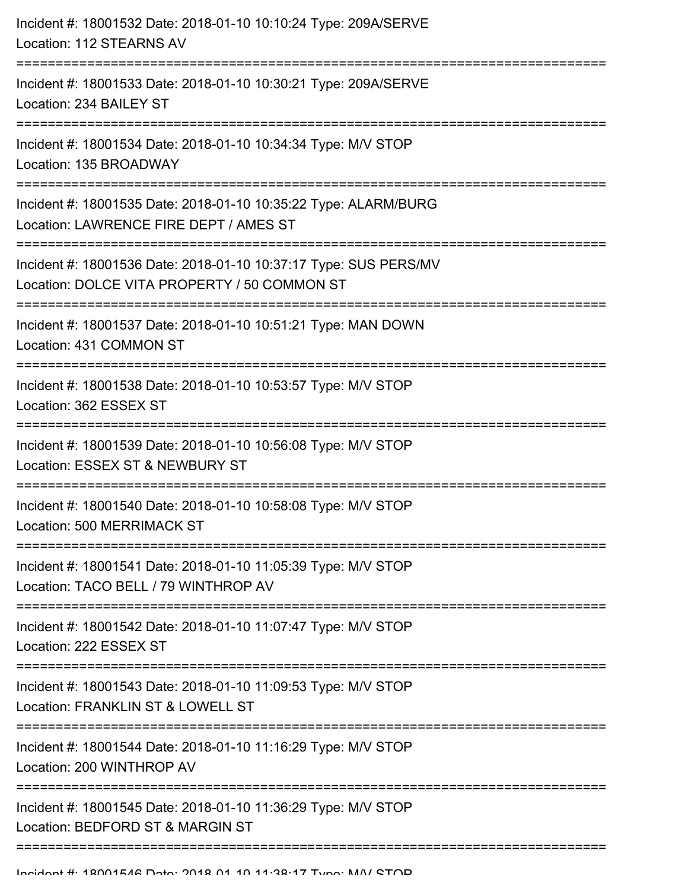Incident #: 18001532 Date: 2018-01-10 10:10:24 Type: 209A/SERVE
Location: 112 STEARNS AV

===========================================================================

Incident #: 18001533 Date: 2018-01-10 10:30:21 Type: 209A/SERVE
Location: 234 BAILEY ST

===========================================================================

Incident #: 18001534 Date: 2018-01-10 10:34:34 Type: M/V STOP
Location: 135 BROADWAY

===========================================================================

Incident #: 18001535 Date: 2018-01-10 10:35:22 Type: ALARM/BURG
Location: LAWRENCE FIRE DEPT / AMES ST

===========================================================================

Incident #: 18001536 Date: 2018-01-10 10:37:17 Type: SUS PERS/MV
Location: DOLCE VITA PROPERTY / 50 COMMON ST

===========================================================================

Incident #: 18001537 Date: 2018-01-10 10:51:21 Type: MAN DOWN
Location: 431 COMMON ST

===========================================================================

Incident #: 18001538 Date: 2018-01-10 10:53:57 Type: M/V STOP
Location: 362 ESSEX ST

===========================================================================

Incident #: 18001539 Date: 2018-01-10 10:56:08 Type: M/V STOP
Location: ESSEX ST & NEWBURY ST

===========================================================================

Incident #: 18001540 Date: 2018-01-10 10:58:08 Type: M/V STOP
Location: 500 MERRIMACK ST

===========================================================================

Incident #: 18001541 Date: 2018-01-10 11:05:39 Type: M/V STOP
Location: TACO BELL / 79 WINTHROP AV

===========================================================================

Incident #: 18001542 Date: 2018-01-10 11:07:47 Type: M/V STOP
Location: 222 ESSEX ST

===========================================================================

Incident #: 18001543 Date: 2018-01-10 11:09:53 Type: M/V STOP
Location: FRANKLIN ST & LOWELL ST

===========================================================================

Incident #: 18001544 Date: 2018-01-10 11:16:29 Type: M/V STOP
Location: 200 WINTHROP AV

===========================================================================

Incident #: 18001545 Date: 2018-01-10 11:36:29 Type: M/V STOP
Location: BEDFORD ST & MARGIN ST

===========================================================================

Incident #: 18001546 Date: 2018-01-10 11:38:17 Type: M/V STOP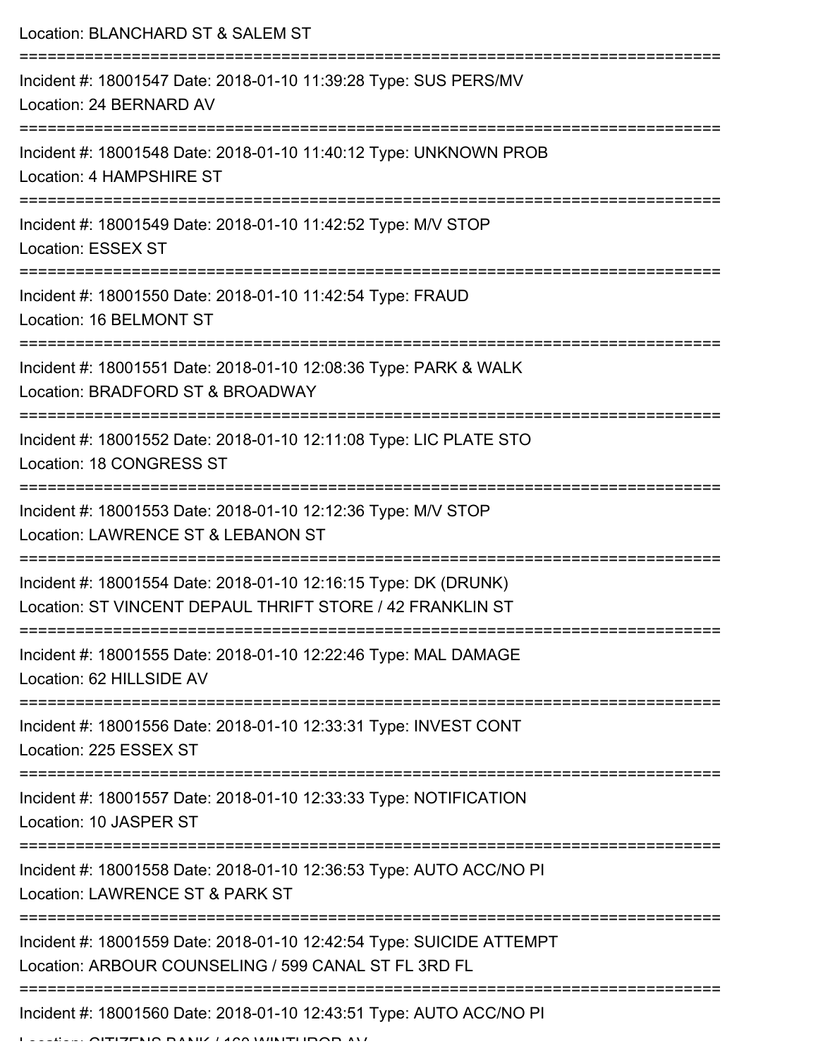Location: BLANCHARD ST & SALEM ST

===========================================================================

Incident #: 18001547 Date: 2018-01-10 11:39:28 Type: SUS PERS/MV
Location: 24 BERNARD AV

===========================================================================

Incident #: 18001548 Date: 2018-01-10 11:40:12 Type: UNKNOWN PROB
Location: 4 HAMPSHIRE ST

===========================================================================

Incident #: 18001549 Date: 2018-01-10 11:42:52 Type: M/V STOP
Location: ESSEX ST

===========================================================================

Incident #: 18001550 Date: 2018-01-10 11:42:54 Type: FRAUD
Location: 16 BELMONT ST

===========================================================================

Incident #: 18001551 Date: 2018-01-10 12:08:36 Type: PARK & WALK
Location: BRADFORD ST & BROADWAY

===========================================================================

Incident #: 18001552 Date: 2018-01-10 12:11:08 Type: LIC PLATE STO
Location: 18 CONGRESS ST

===========================================================================

Incident #: 18001553 Date: 2018-01-10 12:12:36 Type: M/V STOP
Location: LAWRENCE ST & LEBANON ST

===========================================================================

Incident #: 18001554 Date: 2018-01-10 12:16:15 Type: DK (DRUNK)
Location: ST VINCENT DEPAUL THRIFT STORE / 42 FRANKLIN ST

===========================================================================

Incident #: 18001555 Date: 2018-01-10 12:22:46 Type: MAL DAMAGE
Location: 62 HILLSIDE AV

===========================================================================

Incident #: 18001556 Date: 2018-01-10 12:33:31 Type: INVEST CONT
Location: 225 ESSEX ST

===========================================================================

Incident #: 18001557 Date: 2018-01-10 12:33:33 Type: NOTIFICATION
Location: 10 JASPER ST

===========================================================================

Incident #: 18001558 Date: 2018-01-10 12:36:53 Type: AUTO ACC/NO PI
Location: LAWRENCE ST & PARK ST

===========================================================================

Incident #: 18001559 Date: 2018-01-10 12:42:54 Type: SUICIDE ATTEMPT
Location: ARBOUR COUNSELING / 599 CANAL ST FL 3RD FL

===========================================================================

Incident #: 18001560 Date: 2018-01-10 12:43:51 Type: AUTO ACC/NO PI
Location: CITIZENS BANK / 160 WINTHROP AV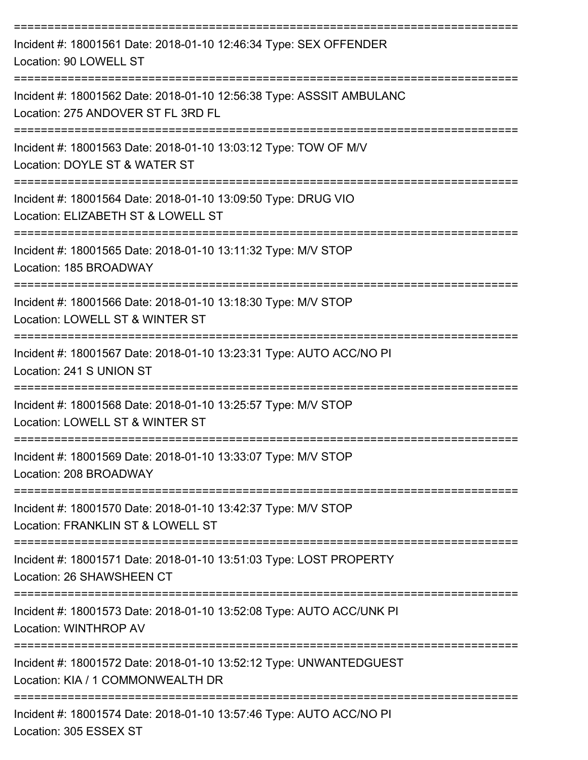===========================================================================

Incident #: 18001561 Date: 2018-01-10 12:46:34 Type: SEX OFFENDER
Location: 90 LOWELL ST

===========================================================================

Incident #: 18001562 Date: 2018-01-10 12:56:38 Type: ASSSIT AMBULANC
Location: 275 ANDOVER ST FL 3RD FL

===========================================================================

Incident #: 18001563 Date: 2018-01-10 13:03:12 Type: TOW OF M/V
Location: DOYLE ST & WATER ST

===========================================================================

Incident #: 18001564 Date: 2018-01-10 13:09:50 Type: DRUG VIO
Location: ELIZABETH ST & LOWELL ST

===========================================================================

Incident #: 18001565 Date: 2018-01-10 13:11:32 Type: M/V STOP
Location: 185 BROADWAY

===========================================================================

Incident #: 18001566 Date: 2018-01-10 13:18:30 Type: M/V STOP
Location: LOWELL ST & WINTER ST

===========================================================================

Incident #: 18001567 Date: 2018-01-10 13:23:31 Type: AUTO ACC/NO PI
Location: 241 S UNION ST

===========================================================================

Incident #: 18001568 Date: 2018-01-10 13:25:57 Type: M/V STOP
Location: LOWELL ST & WINTER ST

===========================================================================

Incident #: 18001569 Date: 2018-01-10 13:33:07 Type: M/V STOP
Location: 208 BROADWAY

===========================================================================

Incident #: 18001570 Date: 2018-01-10 13:42:37 Type: M/V STOP
Location: FRANKLIN ST & LOWELL ST

===========================================================================

Incident #: 18001571 Date: 2018-01-10 13:51:03 Type: LOST PROPERTY
Location: 26 SHAWSHEEN CT

===========================================================================

Incident #: 18001573 Date: 2018-01-10 13:52:08 Type: AUTO ACC/UNK PI
Location: WINTHROP AV

===========================================================================

Incident #: 18001572 Date: 2018-01-10 13:52:12 Type: UNWANTEDGUEST
Location: KIA / 1 COMMONWEALTH DR

===========================================================================

Incident #: 18001574 Date: 2018-01-10 13:57:46 Type: AUTO ACC/NO PI
Location: 305 ESSEX ST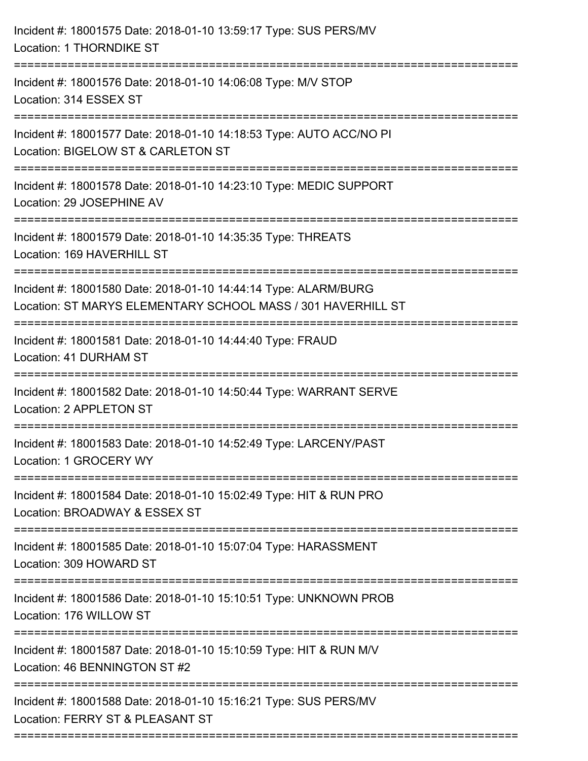Incident #: 18001575 Date: 2018-01-10 13:59:17 Type: SUS PERS/MV
Location: 1 THORNDIKE ST

===========================================================================

Incident #: 18001576 Date: 2018-01-10 14:06:08 Type: M/V STOP
Location: 314 ESSEX ST

===========================================================================

Incident #: 18001577 Date: 2018-01-10 14:18:53 Type: AUTO ACC/NO PI
Location: BIGELOW ST & CARLETON ST

===========================================================================

Incident #: 18001578 Date: 2018-01-10 14:23:10 Type: MEDIC SUPPORT
Location: 29 JOSEPHINE AV

===========================================================================

Incident #: 18001579 Date: 2018-01-10 14:35:35 Type: THREATS
Location: 169 HAVERHILL ST

===========================================================================

Incident #: 18001580 Date: 2018-01-10 14:44:14 Type: ALARM/BURG
Location: ST MARYS ELEMENTARY SCHOOL MASS / 301 HAVERHILL ST

===========================================================================

Incident #: 18001581 Date: 2018-01-10 14:44:40 Type: FRAUD
Location: 41 DURHAM ST

===========================================================================

Incident #: 18001582 Date: 2018-01-10 14:50:44 Type: WARRANT SERVE
Location: 2 APPLETON ST

===========================================================================

Incident #: 18001583 Date: 2018-01-10 14:52:49 Type: LARCENY/PAST
Location: 1 GROCERY WY

===========================================================================

Incident #: 18001584 Date: 2018-01-10 15:02:49 Type: HIT & RUN PRO
Location: BROADWAY & ESSEX ST

===========================================================================

Incident #: 18001585 Date: 2018-01-10 15:07:04 Type: HARASSMENT
Location: 309 HOWARD ST

===========================================================================

Incident #: 18001586 Date: 2018-01-10 15:10:51 Type: UNKNOWN PROB
Location: 176 WILLOW ST

===========================================================================

Incident #: 18001587 Date: 2018-01-10 15:10:59 Type: HIT & RUN M/V
Location: 46 BENNINGTON ST #2

===========================================================================

Incident #: 18001588 Date: 2018-01-10 15:16:21 Type: SUS PERS/MV
Location: FERRY ST & PLEASANT ST

===========================================================================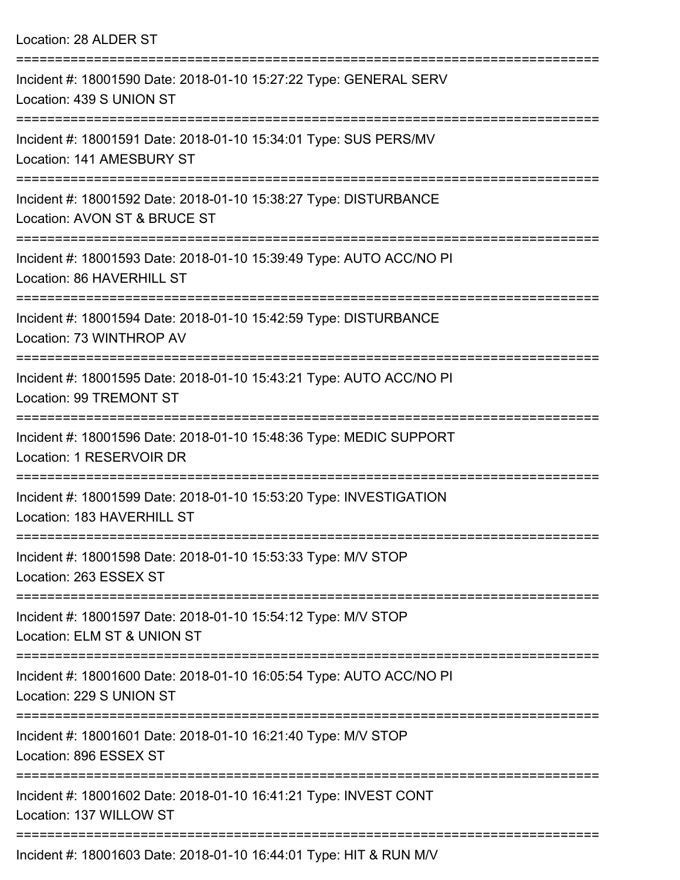Location: 28 ALDER ST

===========================================================================

Incident #: 18001590 Date: 2018-01-10 15:27:22 Type: GENERAL SERV
Location: 439 S UNION ST

===========================================================================

Incident #: 18001591 Date: 2018-01-10 15:34:01 Type: SUS PERS/MV
Location: 141 AMESBURY ST

===========================================================================

Incident #: 18001592 Date: 2018-01-10 15:38:27 Type: DISTURBANCE
Location: AVON ST & BRUCE ST

===========================================================================

Incident #: 18001593 Date: 2018-01-10 15:39:49 Type: AUTO ACC/NO PI
Location: 86 HAVERHILL ST

===========================================================================

Incident #: 18001594 Date: 2018-01-10 15:42:59 Type: DISTURBANCE
Location: 73 WINTHROP AV

===========================================================================

Incident #: 18001595 Date: 2018-01-10 15:43:21 Type: AUTO ACC/NO PI
Location: 99 TREMONT ST

===========================================================================

Incident #: 18001596 Date: 2018-01-10 15:48:36 Type: MEDIC SUPPORT
Location: 1 RESERVOIR DR

===========================================================================

Incident #: 18001599 Date: 2018-01-10 15:53:20 Type: INVESTIGATION
Location: 183 HAVERHILL ST

===========================================================================

Incident #: 18001598 Date: 2018-01-10 15:53:33 Type: M/V STOP
Location: 263 ESSEX ST

===========================================================================

Incident #: 18001597 Date: 2018-01-10 15:54:12 Type: M/V STOP
Location: ELM ST & UNION ST

===========================================================================

Incident #: 18001600 Date: 2018-01-10 16:05:54 Type: AUTO ACC/NO PI
Location: 229 S UNION ST

===========================================================================

Incident #: 18001601 Date: 2018-01-10 16:21:40 Type: M/V STOP
Location: 896 ESSEX ST

===========================================================================

Incident #: 18001602 Date: 2018-01-10 16:41:21 Type: INVEST CONT
Location: 137 WILLOW ST

===========================================================================

Incident #: 18001603 Date: 2018-01-10 16:44:01 Type: HIT & RUN M/V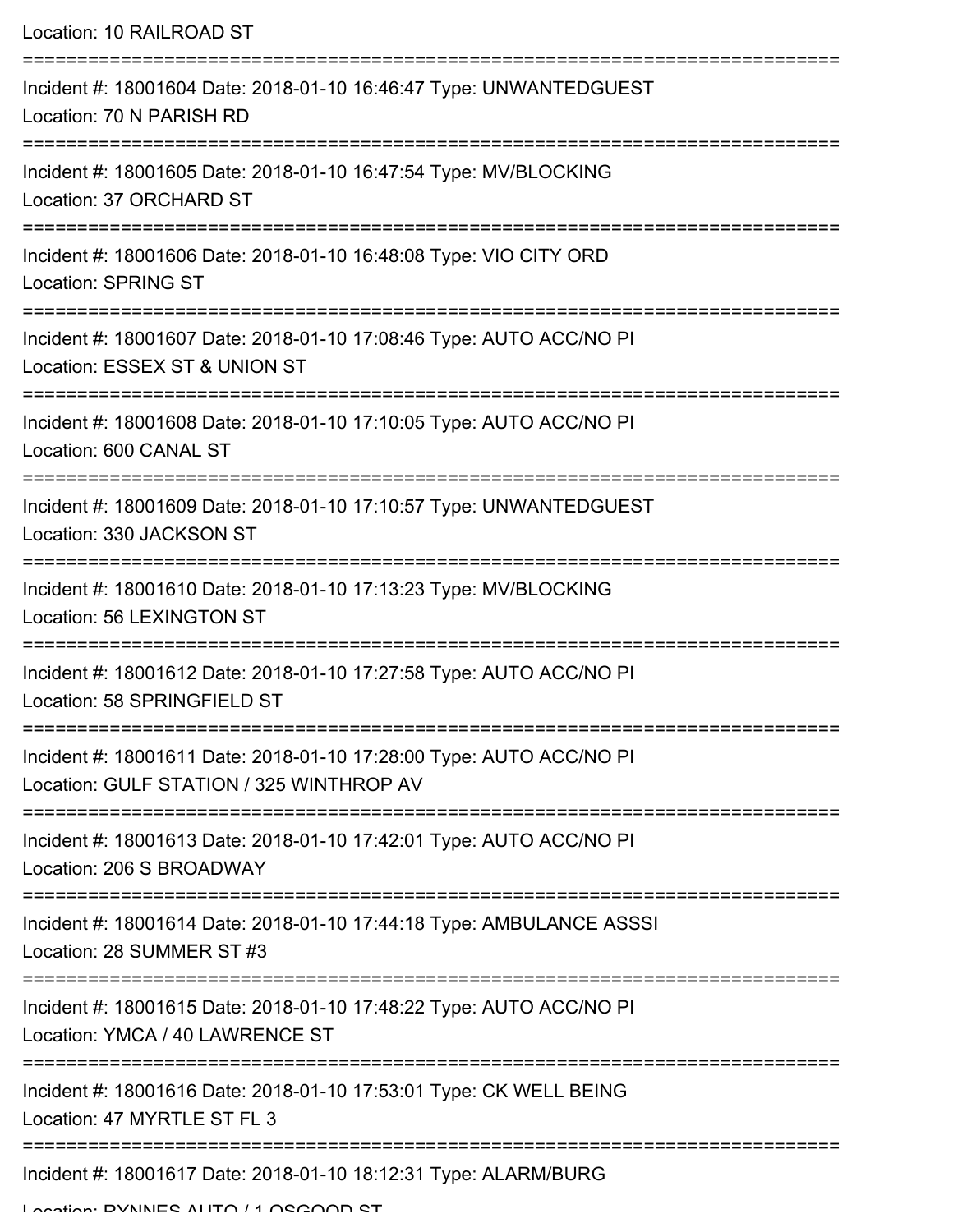Location: 10 RAILROAD ST

===========================================================================

Incident #: 18001604 Date: 2018-01-10 16:46:47 Type: UNWANTEDGUEST

Location: 70 N PARISH RD

===========================================================================

Incident #: 18001605 Date: 2018-01-10 16:47:54 Type: MV/BLOCKING

Location: 37 ORCHARD ST

===========================================================================

Incident #: 18001606 Date: 2018-01-10 16:48:08 Type: VIO CITY ORD

Location: SPRING ST

===========================================================================

Incident #: 18001607 Date: 2018-01-10 17:08:46 Type: AUTO ACC/NO PI

Location: ESSEX ST & UNION ST

===========================================================================

Incident #: 18001608 Date: 2018-01-10 17:10:05 Type: AUTO ACC/NO PI

Location: 600 CANAL ST

===========================================================================

Incident #: 18001609 Date: 2018-01-10 17:10:57 Type: UNWANTEDGUEST

Location: 330 JACKSON ST

===========================================================================

Incident #: 18001610 Date: 2018-01-10 17:13:23 Type: MV/BLOCKING

Location: 56 LEXINGTON ST

===========================================================================

Incident #: 18001612 Date: 2018-01-10 17:27:58 Type: AUTO ACC/NO PI

Location: 58 SPRINGFIELD ST

===========================================================================

Incident #: 18001611 Date: 2018-01-10 17:28:00 Type: AUTO ACC/NO PI

Location: GULF STATION / 325 WINTHROP AV

===========================================================================

Incident #: 18001613 Date: 2018-01-10 17:42:01 Type: AUTO ACC/NO PI

Location: 206 S BROADWAY

===========================================================================

Incident #: 18001614 Date: 2018-01-10 17:44:18 Type: AMBULANCE ASSSI

Location: 28 SUMMER ST #3

===========================================================================

Incident #: 18001615 Date: 2018-01-10 17:48:22 Type: AUTO ACC/NO PI

Location: YMCA / 40 LAWRENCE ST

===========================================================================

Incident #: 18001616 Date: 2018-01-10 17:53:01 Type: CK WELL BEING

Location: 47 MYRTLE ST FL 3

===========================================================================

Incident #: 18001617 Date: 2018-01-10 18:12:31 Type: ALARM/BURG

Location: RYNNES AUTO / 1 OSGOOD ST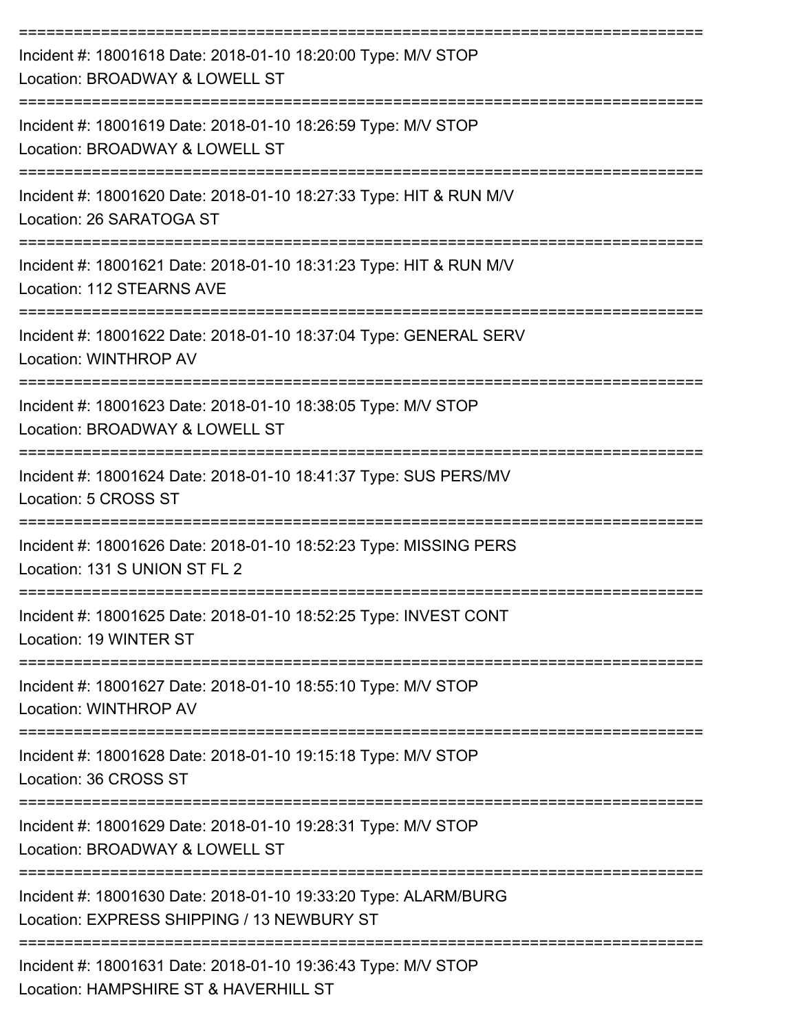===========================================================================

Incident #: 18001618 Date: 2018-01-10 18:20:00 Type: M/V STOP
Location: BROADWAY & LOWELL ST

===========================================================================

Incident #: 18001619 Date: 2018-01-10 18:26:59 Type: M/V STOP
Location: BROADWAY & LOWELL ST

===========================================================================

Incident #: 18001620 Date: 2018-01-10 18:27:33 Type: HIT & RUN M/V
Location: 26 SARATOGA ST

===========================================================================

Incident #: 18001621 Date: 2018-01-10 18:31:23 Type: HIT & RUN M/V
Location: 112 STEARNS AVE

===========================================================================

Incident #: 18001622 Date: 2018-01-10 18:37:04 Type: GENERAL SERV
Location: WINTHROP AV

===========================================================================

Incident #: 18001623 Date: 2018-01-10 18:38:05 Type: M/V STOP
Location: BROADWAY & LOWELL ST

===========================================================================

Incident #: 18001624 Date: 2018-01-10 18:41:37 Type: SUS PERS/MV
Location: 5 CROSS ST

===========================================================================

Incident #: 18001626 Date: 2018-01-10 18:52:23 Type: MISSING PERS
Location: 131 S UNION ST FL 2

===========================================================================

Incident #: 18001625 Date: 2018-01-10 18:52:25 Type: INVEST CONT
Location: 19 WINTER ST

===========================================================================

Incident #: 18001627 Date: 2018-01-10 18:55:10 Type: M/V STOP
Location: WINTHROP AV

===========================================================================

Incident #: 18001628 Date: 2018-01-10 19:15:18 Type: M/V STOP
Location: 36 CROSS ST

===========================================================================

Incident #: 18001629 Date: 2018-01-10 19:28:31 Type: M/V STOP
Location: BROADWAY & LOWELL ST

===========================================================================

Incident #: 18001630 Date: 2018-01-10 19:33:20 Type: ALARM/BURG
Location: EXPRESS SHIPPING / 13 NEWBURY ST

===========================================================================

Incident #: 18001631 Date: 2018-01-10 19:36:43 Type: M/V STOP
Location: HAMPSHIRE ST & HAVERHILL ST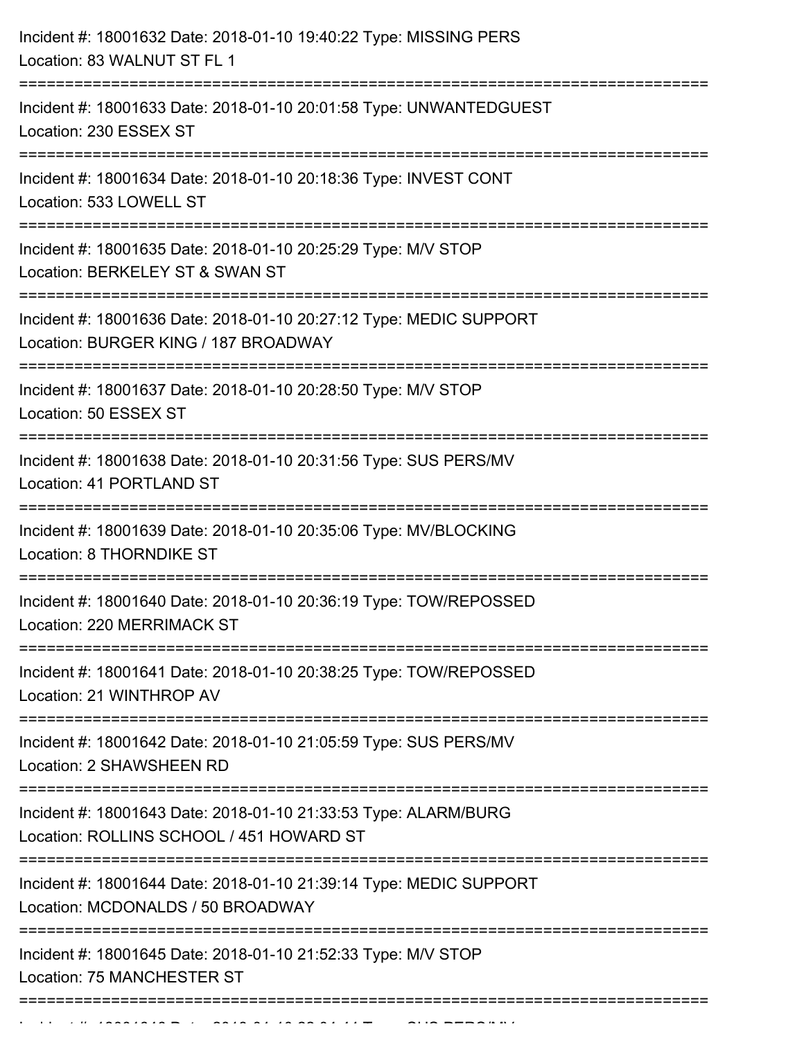Incident #: 18001632 Date: 2018-01-10 19:40:22 Type: MISSING PERS
Location: 83 WALNUT ST FL 1

===========================================================================

Incident #: 18001633 Date: 2018-01-10 20:01:58 Type: UNWANTEDGUEST
Location: 230 ESSEX ST

===========================================================================

Incident #: 18001634 Date: 2018-01-10 20:18:36 Type: INVEST CONT
Location: 533 LOWELL ST

===========================================================================

Incident #: 18001635 Date: 2018-01-10 20:25:29 Type: M/V STOP
Location: BERKELEY ST & SWAN ST

===========================================================================

Incident #: 18001636 Date: 2018-01-10 20:27:12 Type: MEDIC SUPPORT
Location: BURGER KING / 187 BROADWAY

===========================================================================

Incident #: 18001637 Date: 2018-01-10 20:28:50 Type: M/V STOP
Location: 50 ESSEX ST

===========================================================================

Incident #: 18001638 Date: 2018-01-10 20:31:56 Type: SUS PERS/MV
Location: 41 PORTLAND ST

===========================================================================

Incident #: 18001639 Date: 2018-01-10 20:35:06 Type: MV/BLOCKING
Location: 8 THORNDIKE ST

===========================================================================

Incident #: 18001640 Date: 2018-01-10 20:36:19 Type: TOW/REPOSSED
Location: 220 MERRIMACK ST

===========================================================================

Incident #: 18001641 Date: 2018-01-10 20:38:25 Type: TOW/REPOSSED
Location: 21 WINTHROP AV

===========================================================================

Incident #: 18001642 Date: 2018-01-10 21:05:59 Type: SUS PERS/MV
Location: 2 SHAWSHEEN RD

===========================================================================

Incident #: 18001643 Date: 2018-01-10 21:33:53 Type: ALARM/BURG
Location: ROLLINS SCHOOL / 451 HOWARD ST

===========================================================================

Incident #: 18001644 Date: 2018-01-10 21:39:14 Type: MEDIC SUPPORT
Location: MCDONALDS / 50 BROADWAY

===========================================================================

Incident #: 18001645 Date: 2018-01-10 21:52:33 Type: M/V STOP
Location: 75 MANCHESTER ST

===========================================================================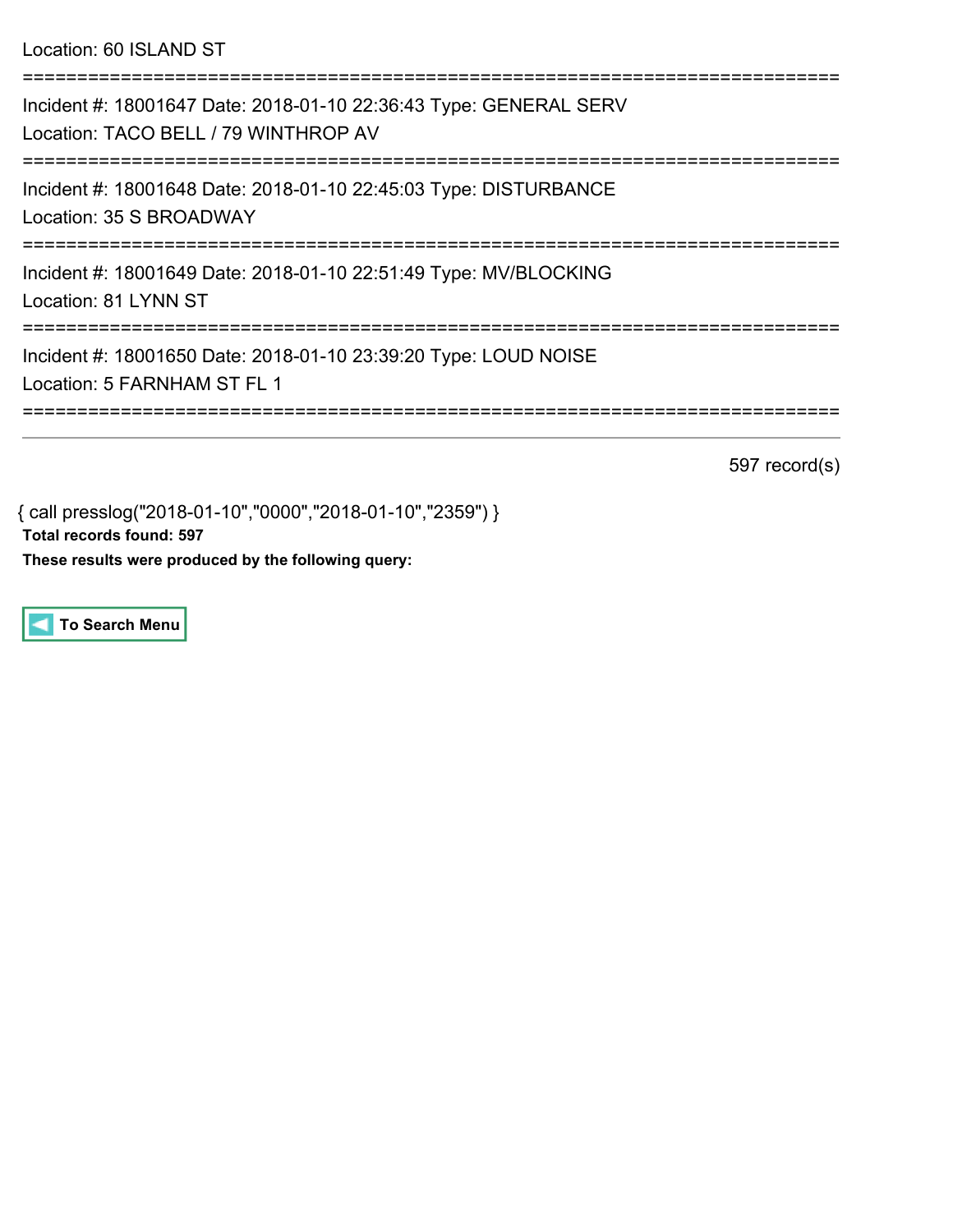Location: 60 ISLAND ST

===========================================================================

Incident #: 18001647 Date: 2018-01-10 22:36:43 Type: GENERAL SERV

Location: TACO BELL / 79 WINTHROP AV

===========================================================================

Incident #: 18001648 Date: 2018-01-10 22:45:03 Type: DISTURBANCE

Location: 35 S BROADWAY

===========================================================================

Incident #: 18001649 Date: 2018-01-10 22:51:49 Type: MV/BLOCKING

Location: 81 LYNN ST

===========================================================================

Incident #: 18001650 Date: 2018-01-10 23:39:20 Type: LOUD NOISE

Location: 5 FARNHAM ST FL 1

===========================================================================

---

597 record(s)

{ call presslog("2018-01-10","0000","2018-01-10","2359") }

**Total records found: 597**

**These results were produced by the following query:**

**To Search Menu**